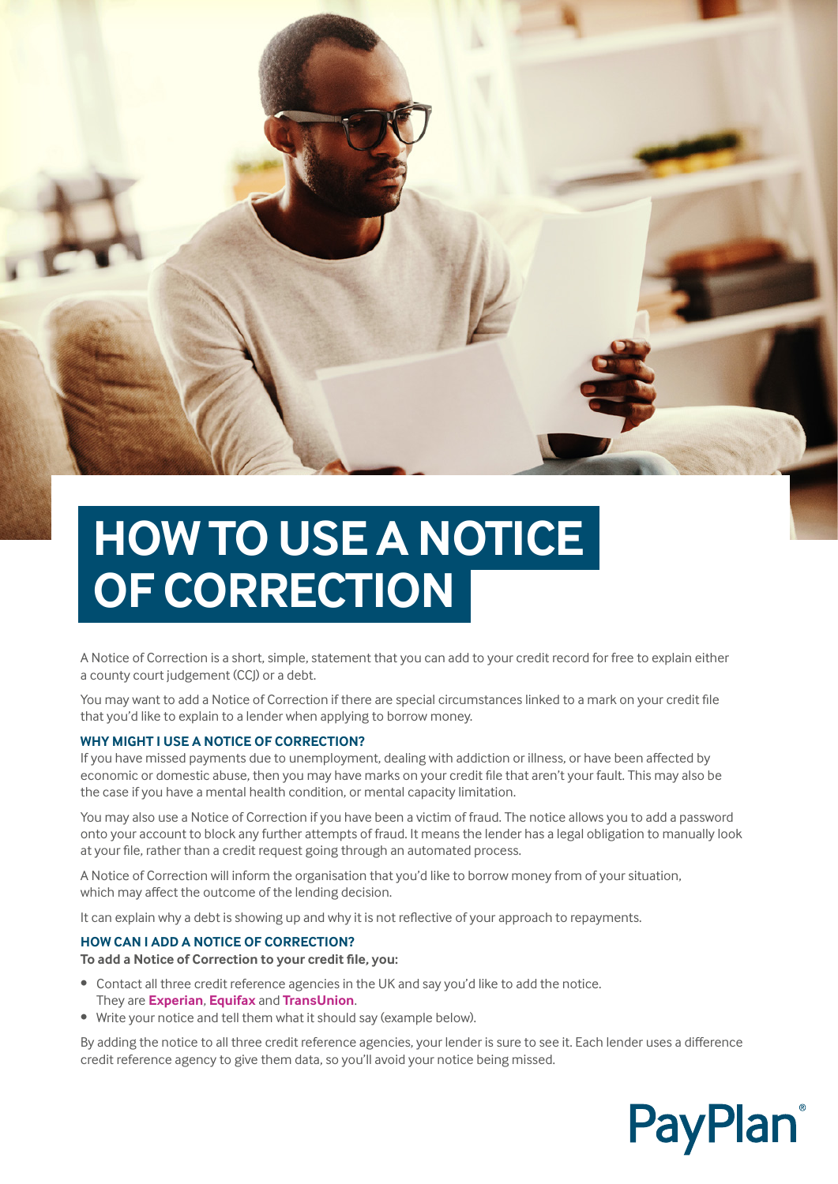# HOW TO USE A NOTICE OF CORRECTION

A Notice of Correction is a short, simple, statement that you can add to your credit record for free to explain either a county court judgement (CCJ) or a debt.

You may want to add a Notice of Correction if there are special circumstances linked to a mark on your credit file that you'd like to explain to a lender when applying to borrow money.

## WHY MIGHT I USE A NOTICE OF CORRECTION?

If you have missed payments due to unemployment, dealing with addiction or illness, or have been affected by economic or domestic abuse, then you may have marks on your credit file that aren't your fault. This may also be the case if you have a mental health condition, or mental capacity limitation.

You may also use a Notice of Correction if you have been a victim of fraud. The notice allows you to add a password onto your account to block any further attempts of fraud. It means the lender has a legal obligation to manually look at your file, rather than a credit request going through an automated process.

A Notice of Correction will inform the organisation that you'd like to borrow money from of your situation, which may affect the outcome of the lending decision.

It can explain why a debt is showing up and why it is not reflective of your approach to repayments.

## HOW CAN I ADD A NOTICE OF CORRECTION?

**To add a Notice of Correction to your credit file, you:**

- Contact all three credit reference agencies in the UK and say you'd like to add the notice. They are **Experian**, **Equifax** and **TransUnion**.
- Write your notice and tell them what it should say (example below).

By adding the notice to all three credit reference agencies, your lender is sure to see it. Each lender uses a difference credit reference agency to give them data, so you'll avoid your notice being missed.

PayPlan®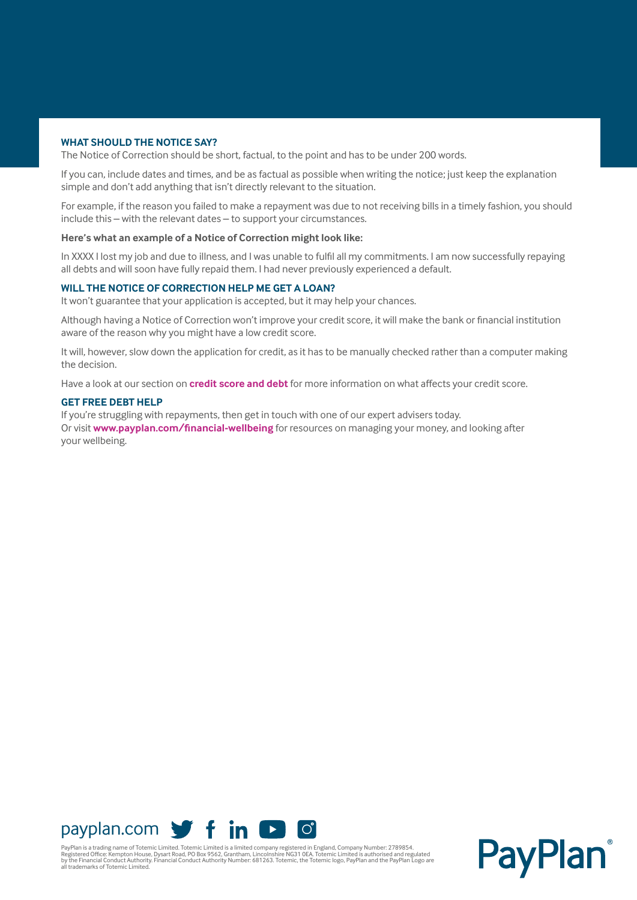## WHAT SHOULD THE NOTICE SAY?

The Notice of Correction should be short, factual, to the point and has to be under 200 words.

If you can, include dates and times, and be as factual as possible when writing the notice; just keep the explanation simple and don't add anything that isn't directly relevant to the situation.

For example, if the reason you failed to make a repayment was due to not receiving bills in a timely fashion, you should include this – with the relevant dates – to support your circumstances.

**Here's what an example of a Notice of Correction might look like:**

In XXXX I lost my job and due to illness, and I was unable to fulfil all my commitments. I am now successfully repaying all debts and will soon have fully repaid them. I had never previously experienced a default.

## WILL THE NOTICE OF CORRECTION HELP ME GET A LOAN?

It won't guarantee that your application is accepted, but it may help your chances.

Although having a Notice of Correction won't improve your credit score, it will make the bank or financial institution aware of the reason why you might have a low credit score.

It will, however, slow down the application for credit, as it has to be manually checked rather than a computer making the decision.

Have a look at our section on **credit score and debt** for more information on what affects your credit score.

## GET FREE DEBT HELP

If you're struggling with repayments, then get in touch with one of our expert advisers today.
Or visit **www.payplan.com/financial-wellbeing** for resources on managing your money, and looking after your wellbeing.

payplan.com

PayPlan is a trading name of Totemic Limited. Totemic Limited is a limited company registered in England, Company Number: 2789854. Registered Office: Kempton House, Dysart Road, PO Box 9562, Grantham, Lincolnshire NG31 0EA. Totemic Limited is authorised and regulated by the Financial Conduct Authority. Financial Conduct Authority Number: 681263. Totemic, the Totemic logo, PayPlan and the PayPlan Logo are all trademarks of Totemic Limited.

PayPlan®